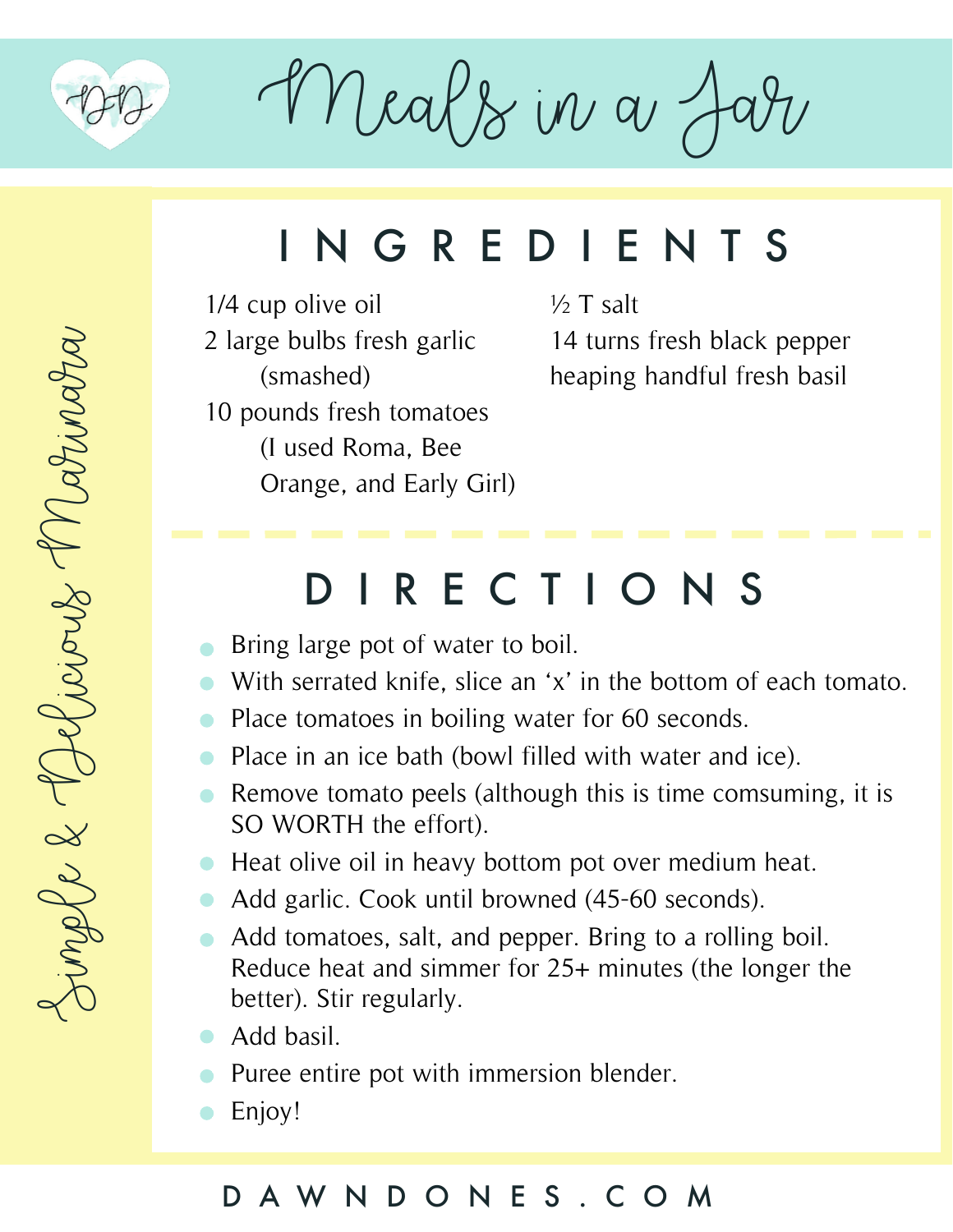# Meals in a Jar

## Simple & Delicious Marinara

## INGREDIENTS

- 1/4 cup olive oil
- 2 large bulbs fresh garlic (smashed)
- 10 pounds fresh tomatoes (I used Roma, Bee Orange, and Early Girl)
- ½ T salt
- 14 turns fresh black pepper
- heaping handful fresh basil

## DIRECTIONS

- Bring large pot of water to boil.
- With serrated knife, slice an 'x' in the bottom of each tomato.
- Place tomatoes in boiling water for 60 seconds.
- Place in an ice bath (bowl filled with water and ice).
- Remove tomato peels (although this is time comsuming, it is SO WORTH the effort).
- Heat olive oil in heavy bottom pot over medium heat.
- Add garlic. Cook until browned (45-60 seconds).
- Add tomatoes, salt, and pepper. Bring to a rolling boil. Reduce heat and simmer for 25+ minutes (the longer the better). Stir regularly.
- Add basil.
- Puree entire pot with immersion blender.
- Enjoy!

DAWNDONES.COM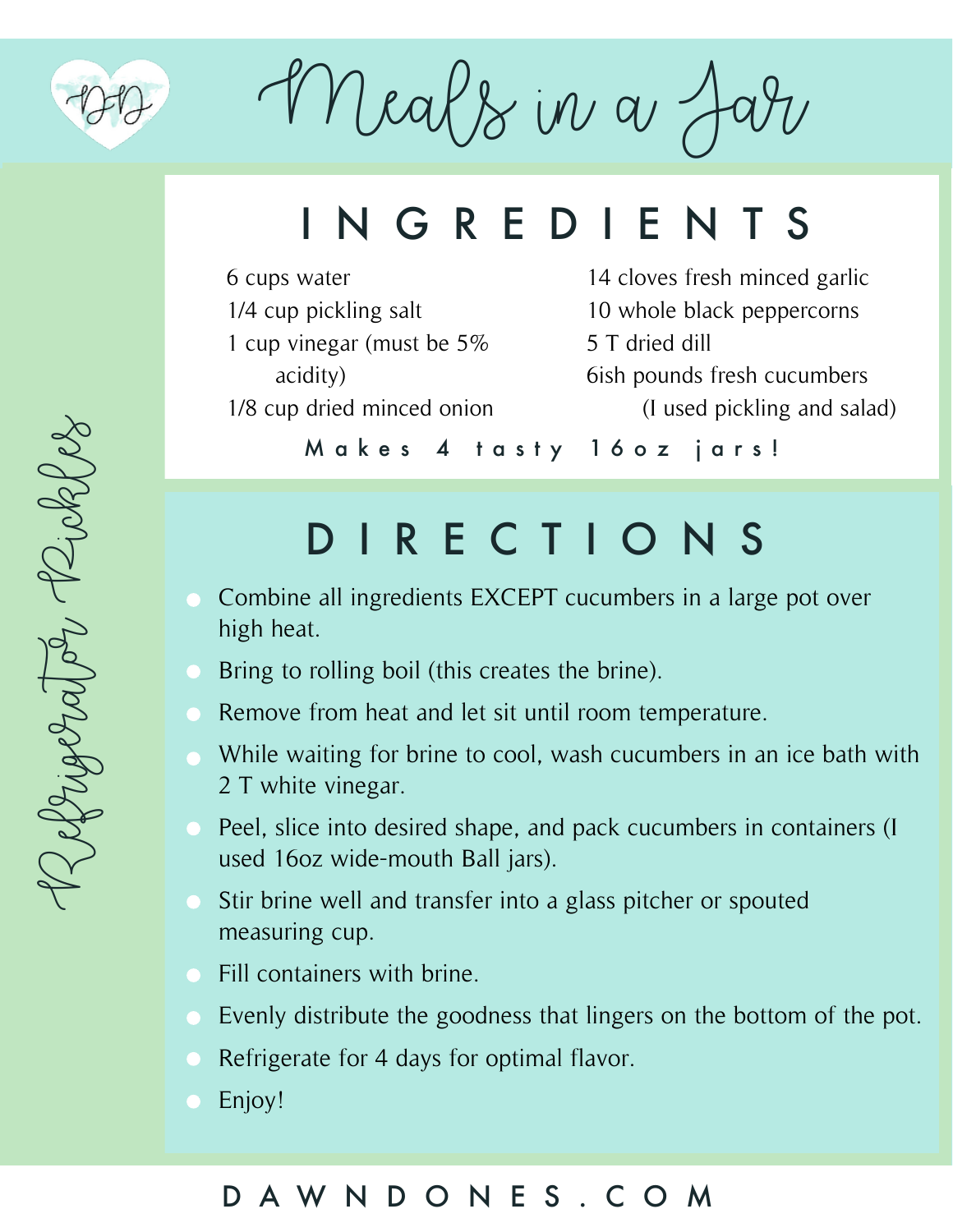# Meals in a Jar

## Refrigerator Pickles

## INGREDIENTS

- 6 cups water
- 1/4 cup pickling salt
- 1 cup vinegar (must be 5% acidity)
- 1/8 cup dried minced onion
- 14 cloves fresh minced garlic
- 10 whole black peppercorns
- 5 T dried dill
- 6ish pounds fresh cucumbers (I used pickling and salad)

**Makes 4 tasty 16oz jars!**

## DIRECTIONS

- Combine all ingredients EXCEPT cucumbers in a large pot over high heat.
- Bring to rolling boil (this creates the brine).
- Remove from heat and let sit until room temperature.
- While waiting for brine to cool, wash cucumbers in an ice bath with 2 T white vinegar.
- Peel, slice into desired shape, and pack cucumbers in containers (I used 16oz wide-mouth Ball jars).
- Stir brine well and transfer into a glass pitcher or spouted measuring cup.
- Fill containers with brine.
- Evenly distribute the goodness that lingers on the bottom of the pot.
- Refrigerate for 4 days for optimal flavor.
- Enjoy!

DAWNDONES.COM